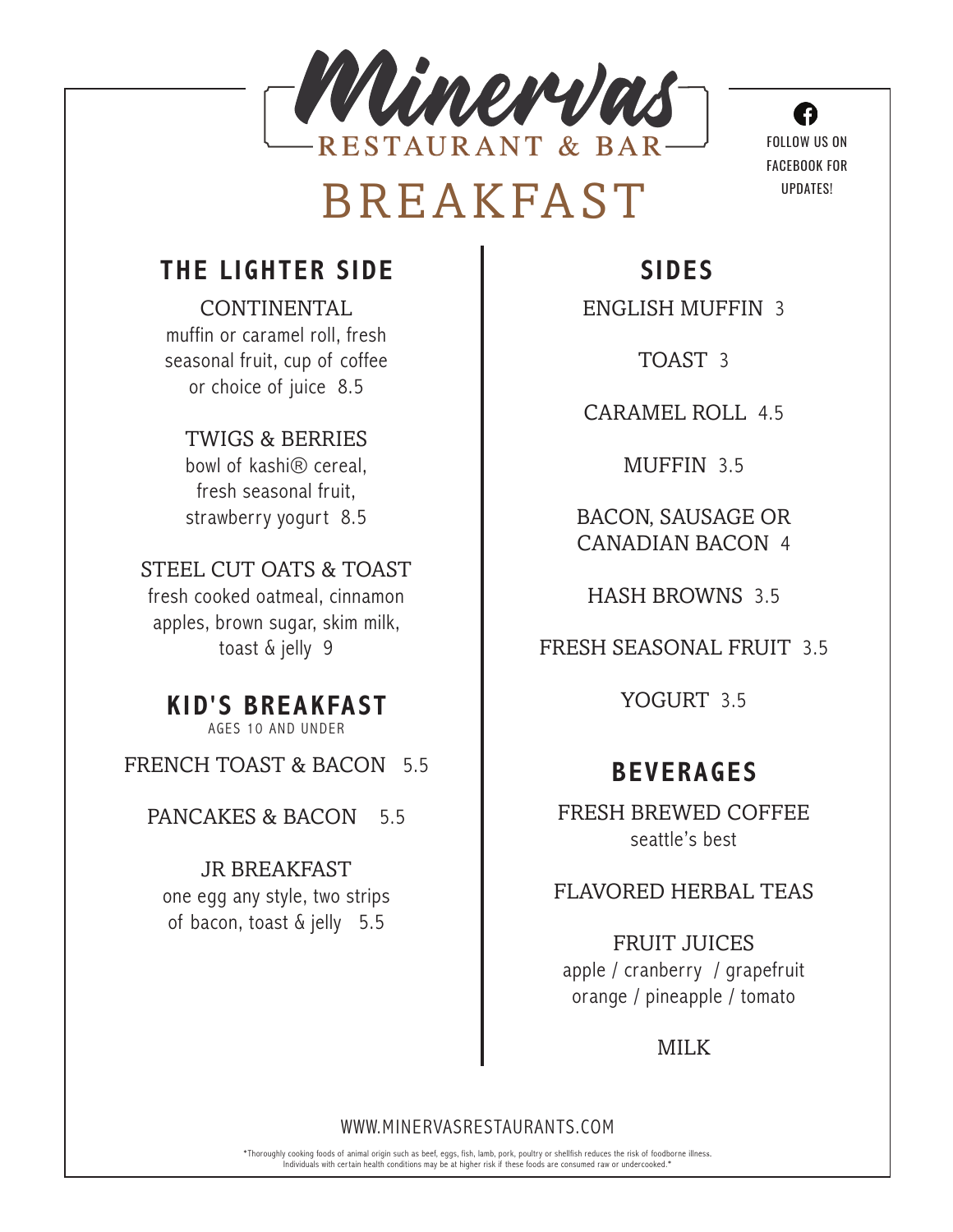# Minervas

RESTAURANT & BAR

# BREAKFAST

FOLLOW US ON FACEBOOK FOR UPDATES!

## THE LIGHTER SIDE

**CONTINENTAL**
muffin or caramel roll, fresh seasonal fruit, cup of coffee or choice of juice 8.5

**TWIGS & BERRIES**
bowl of kashi® cereal, fresh seasonal fruit, strawberry yogurt 8.5

**STEEL CUT OATS & TOAST**
fresh cooked oatmeal, cinnamon apples, brown sugar, skim milk, toast & jelly 9

## KID'S BREAKFAST

AGES 10 AND UNDER

FRENCH TOAST & BACON 5.5

PANCAKES & BACON 5.5

**JR BREAKFAST**
one egg any style, two strips of bacon, toast & jelly 5.5

## SIDES

ENGLISH MUFFIN 3

TOAST 3

CARAMEL ROLL 4.5

MUFFIN 3.5

BACON, SAUSAGE OR CANADIAN BACON 4

HASH BROWNS 3.5

FRESH SEASONAL FRUIT 3.5

YOGURT 3.5

## BEVERAGES

**FRESH BREWED COFFEE**
seattle's best

FLAVORED HERBAL TEAS

**FRUIT JUICES**
apple / cranberry / grapefruit
orange / pineapple / tomato

MILK

WWW.MINERVASRESTAURANTS.COM

*Thoroughly cooking foods of animal origin such as beef, eggs, fish, lamb, pork, poultry or shellfish reduces the risk of foodborne illness. Individuals with certain health conditions may be at higher risk if these foods are consumed raw or undercooked.*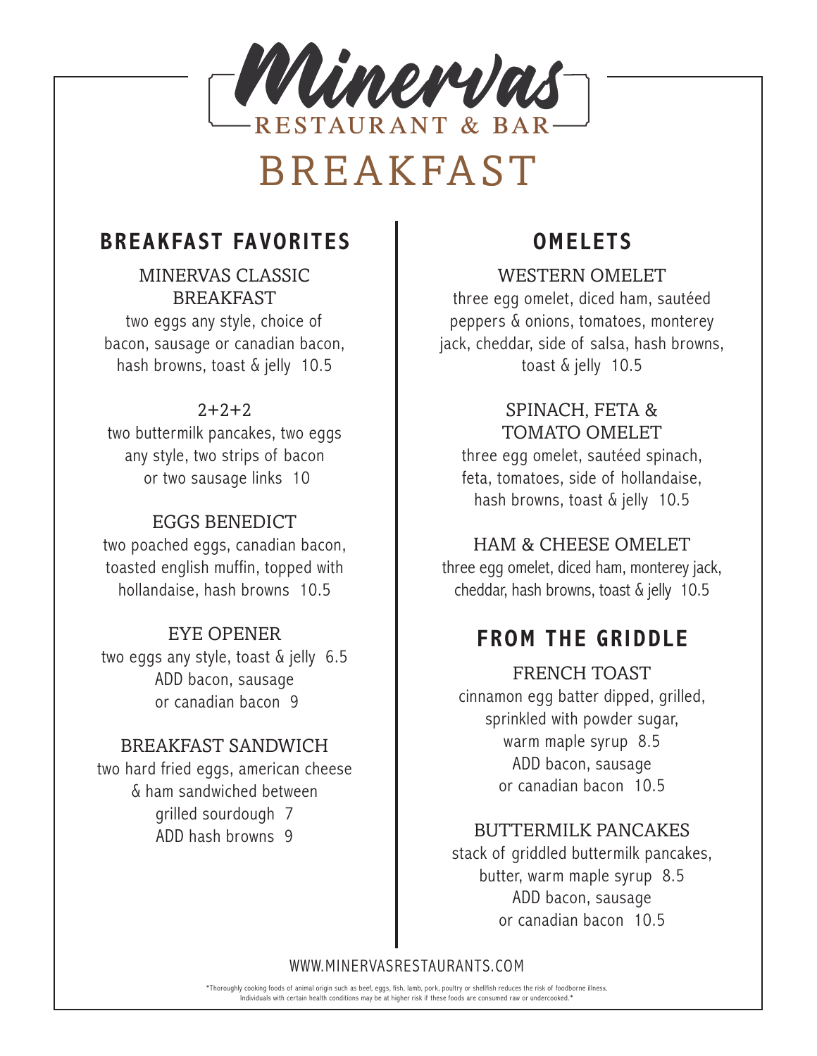# Minervas

RESTAURANT & BAR

# BREAKFAST

## BREAKFAST FAVORITES

### MINERVAS CLASSIC BREAKFAST

two eggs any style, choice of bacon, sausage or canadian bacon, hash browns, toast & jelly 10.5

### 2+2+2

two buttermilk pancakes, two eggs any style, two strips of bacon or two sausage links 10

### EGGS BENEDICT

two poached eggs, canadian bacon, toasted english muffin, topped with hollandaise, hash browns 10.5

### EYE OPENER

two eggs any style, toast & jelly 6.5
ADD bacon, sausage or canadian bacon 9

### BREAKFAST SANDWICH

two hard fried eggs, american cheese & ham sandwiched between grilled sourdough 7
ADD hash browns 9

## OMELETS

### WESTERN OMELET

three egg omelet, diced ham, sautéed peppers & onions, tomatoes, monterey jack, cheddar, side of salsa, hash browns, toast & jelly 10.5

### SPINACH, FETA & TOMATO OMELET

three egg omelet, sautéed spinach, feta, tomatoes, side of hollandaise, hash browns, toast & jelly 10.5

### HAM & CHEESE OMELET

three egg omelet, diced ham, monterey jack, cheddar, hash browns, toast & jelly 10.5

## FROM THE GRIDDLE

### FRENCH TOAST

cinnamon egg batter dipped, grilled, sprinkled with powder sugar, warm maple syrup 8.5
ADD bacon, sausage or canadian bacon 10.5

### BUTTERMILK PANCAKES

stack of griddled buttermilk pancakes, butter, warm maple syrup 8.5
ADD bacon, sausage or canadian bacon 10.5

WWW.MINERVASRESTAURANTS.COM

*Thoroughly cooking foods of animal origin such as beef, eggs, fish, lamb, pork, poultry or shellfish reduces the risk of foodborne illness. Individuals with certain health conditions may be at higher risk if these foods are consumed raw or undercooked.*